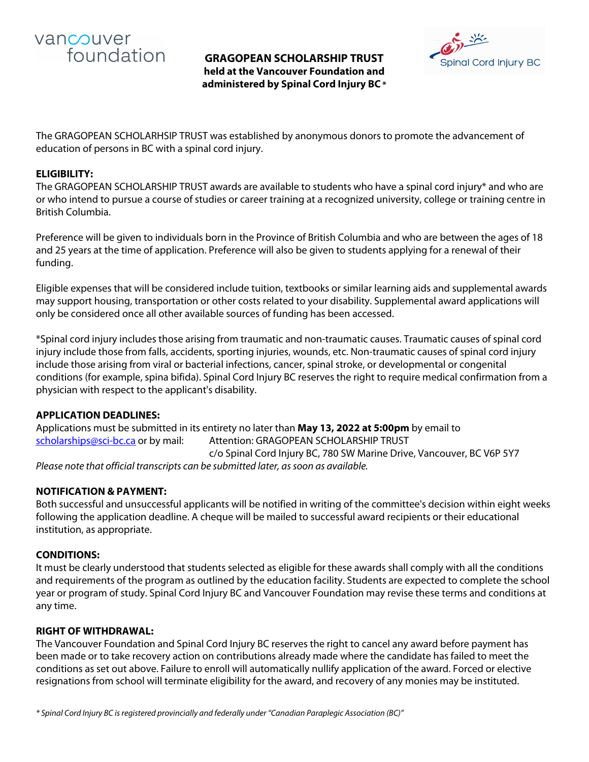vancouver foundation

# GRAGOPEAN SCHOLARSHIP TRUST

**held at the Vancouver Foundation and administered by Spinal Cord Injury BC \***

Spinal Cord Injury BC

The GRAGOPEAN SCHOLARHSIP TRUST was established by anonymous donors to promote the advancement of education of persons in BC with a spinal cord injury.

**ELIGIBILITY:**

The GRAGOPEAN SCHOLARSHIP TRUST awards are available to students who have a spinal cord injury* and who are or who intend to pursue a course of studies or career training at a recognized university, college or training centre in British Columbia.

Preference will be given to individuals born in the Province of British Columbia and who are between the ages of 18 and 25 years at the time of application. Preference will also be given to students applying for a renewal of their funding.

Eligible expenses that will be considered include tuition, textbooks or similar learning aids and supplemental awards may support housing, transportation or other costs related to your disability. Supplemental award applications will only be considered once all other available sources of funding has been accessed.

*Spinal cord injury includes those arising from traumatic and non-traumatic causes. Traumatic causes of spinal cord injury include those from falls, accidents, sporting injuries, wounds, etc. Non-traumatic causes of spinal cord injury include those arising from viral or bacterial infections, cancer, spinal stroke, or developmental or congenital conditions (for example, spina bifida). Spinal Cord Injury BC reserves the right to require medical confirmation from a physician with respect to the applicant's disability.

**APPLICATION DEADLINES:**

Applications must be submitted in its entirety no later than **May 13, 2022 at 5:00pm** by email to scholarships@sci-bc.ca or by mail: Attention: GRAGOPEAN SCHOLARSHIP TRUST
c/o Spinal Cord Injury BC, 780 SW Marine Drive, Vancouver, BC V6P 5Y7

*Please note that official transcripts can be submitted later, as soon as available.*

**NOTIFICATION & PAYMENT:**

Both successful and unsuccessful applicants will be notified in writing of the committee's decision within eight weeks following the application deadline. A cheque will be mailed to successful award recipients or their educational institution, as appropriate.

**CONDITIONS:**

It must be clearly understood that students selected as eligible for these awards shall comply with all the conditions and requirements of the program as outlined by the education facility. Students are expected to complete the school year or program of study. Spinal Cord Injury BC and Vancouver Foundation may revise these terms and conditions at any time.

**RIGHT OF WITHDRAWAL:**

The Vancouver Foundation and Spinal Cord Injury BC reserves the right to cancel any award before payment has been made or to take recovery action on contributions already made where the candidate has failed to meet the conditions as set out above. Failure to enroll will automatically nullify application of the award. Forced or elective resignations from school will terminate eligibility for the award, and recovery of any monies may be instituted.

*\* Spinal Cord Injury BC is registered provincially and federally under "Canadian Paraplegic Association (BC)"*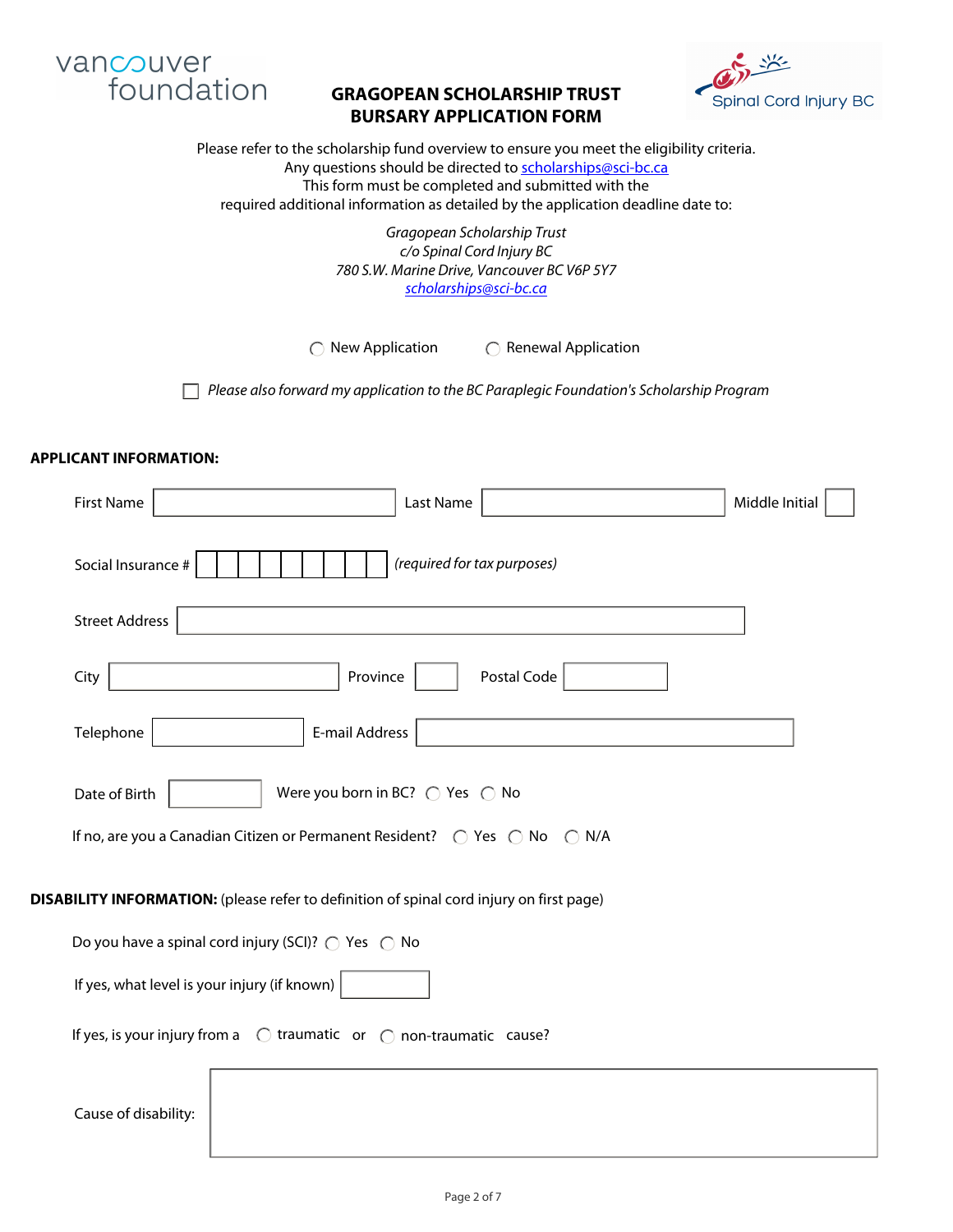vancouver foundation

# GRAGOPEAN SCHOLARSHIP TRUST
# BURSARY APPLICATION FORM

Spinal Cord Injury BC

Please refer to the scholarship fund overview to ensure you meet the eligibility criteria.
Any questions should be directed to scholarships@sci-bc.ca
This form must be completed and submitted with the
required additional information as detailed by the application deadline date to:

*Gragopean Scholarship Trust*
*c/o Spinal Cord Injury BC*
*780 S.W. Marine Drive, Vancouver BC V6P 5Y7*
*scholarships@sci-bc.ca*

◯ New Application ◯ Renewal Application

☐ *Please also forward my application to the BC Paraplegic Foundation's Scholarship Program*

**APPLICANT INFORMATION:**

First Name ______ Last Name ______ Middle Initial ______

Social Insurance # ______ *(required for tax purposes)*

Street Address ______

City ______ Province ______ Postal Code ______

Telephone ______ E-mail Address ______

Date of Birth ______ Were you born in BC? ◯ Yes ◯ No

If no, are you a Canadian Citizen or Permanent Resident? ◯ Yes ◯ No ◯ N/A

**DISABILITY INFORMATION:** (please refer to definition of spinal cord injury on first page)

Do you have a spinal cord injury (SCI)? ◯ Yes ◯ No

If yes, what level is your injury (if known) ______

If yes, is your injury from a ◯ traumatic or ◯ non-traumatic cause?

Cause of disability: ______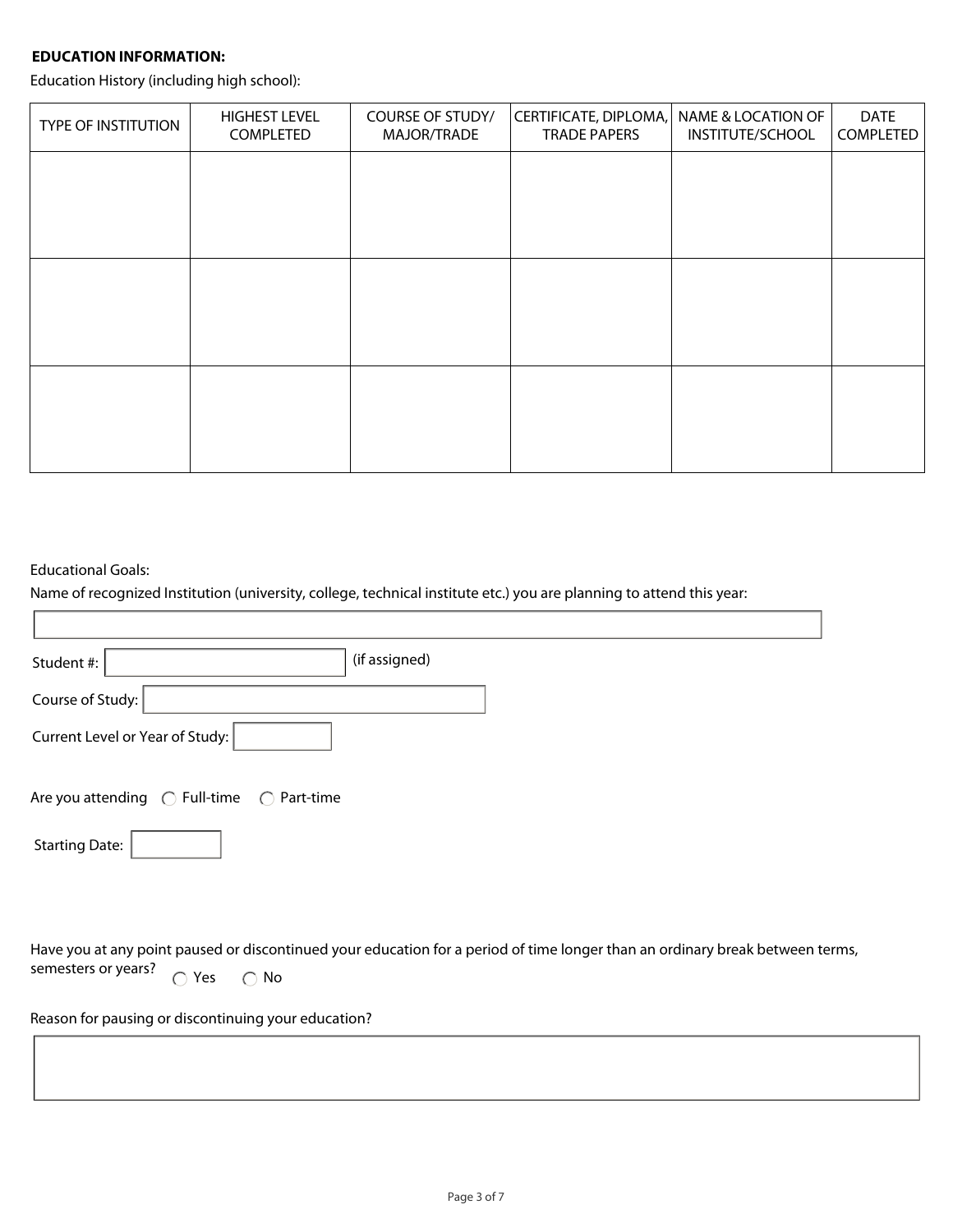**EDUCATION INFORMATION:**

Education History (including high school):

| TYPE OF INSTITUTION | HIGHEST LEVEL COMPLETED | COURSE OF STUDY/ MAJOR/TRADE | CERTIFICATE, DIPLOMA, TRADE PAPERS | NAME & LOCATION OF INSTITUTE/SCHOOL | DATE COMPLETED |
|---|---|---|---|---|---|
| | | | | | |
| | | | | | |
| | | | | | |

Educational Goals:

Name of recognized Institution (university, college, technical institute etc.) you are planning to attend this year:

Student #: (if assigned)

Course of Study:

Current Level or Year of Study:

Are you attending ○ Full-time ○ Part-time

Starting Date:

Have you at any point paused or discontinued your education for a period of time longer than an ordinary break between terms, semesters or years? ○ Yes ○ No

Reason for pausing or discontinuing your education?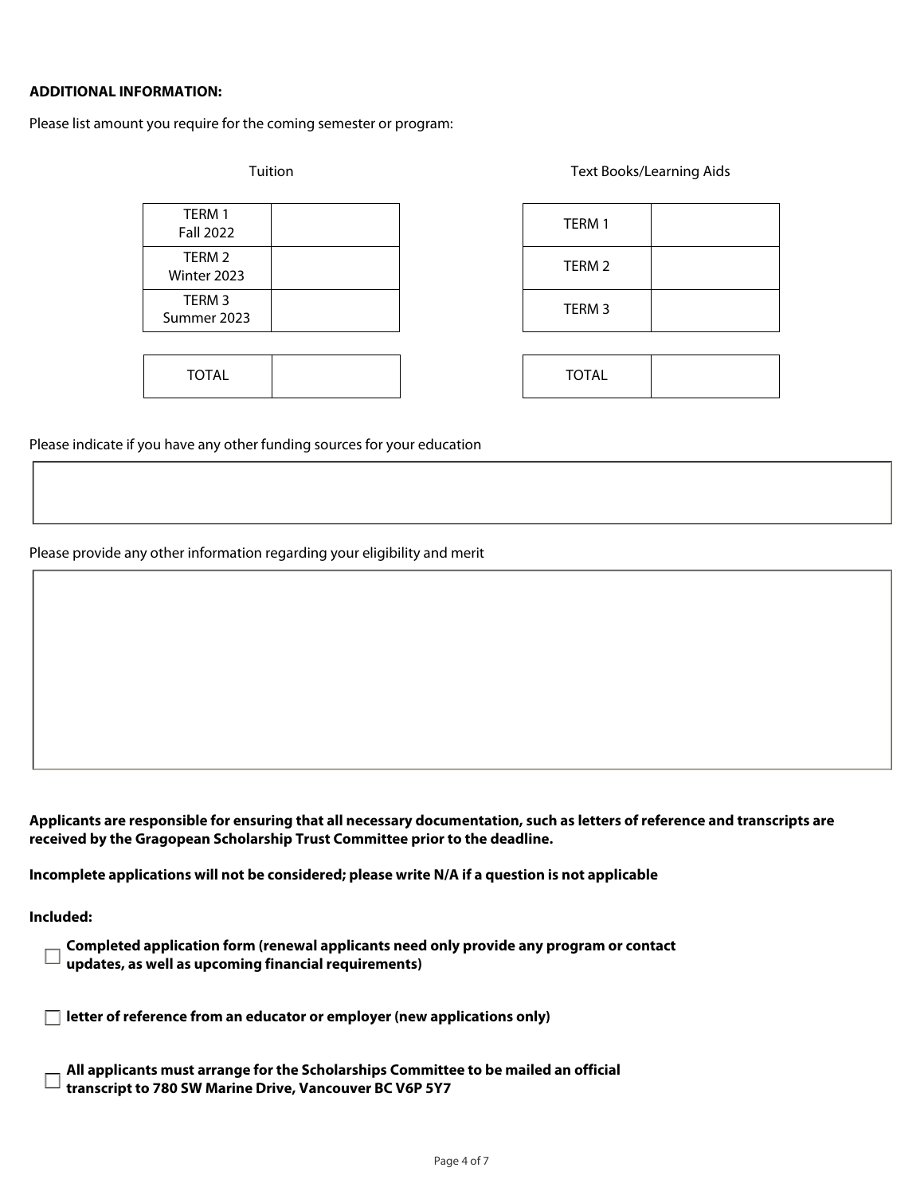**ADDITIONAL INFORMATION:**

Please list amount you require for the coming semester or program:

Tuition

| | |
|---|---|
| TERM 1 Fall 2022 | |
| TERM 2 Winter 2023 | |
| TERM 3 Summer 2023 | |
| TOTAL | |

Text Books/Learning Aids

| | |
|---|---|
| TERM 1 | |
| TERM 2 | |
| TERM 3 | |
| TOTAL | |

Please indicate if you have any other funding sources for your education

Please provide any other information regarding your eligibility and merit

**Applicants are responsible for ensuring that all necessary documentation, such as letters of reference and transcripts are received by the Gragopean Scholarship Trust Committee prior to the deadline.**

**Incomplete applications will not be considered; please write N/A if a question is not applicable**

**Included:**

- ☐ **Completed application form (renewal applicants need only provide any program or contact updates, as well as upcoming financial requirements)**
- ☐ **letter of reference from an educator or employer (new applications only)**
- ☐ **All applicants must arrange for the Scholarships Committee to be mailed an official transcript to 780 SW Marine Drive, Vancouver BC V6P 5Y7**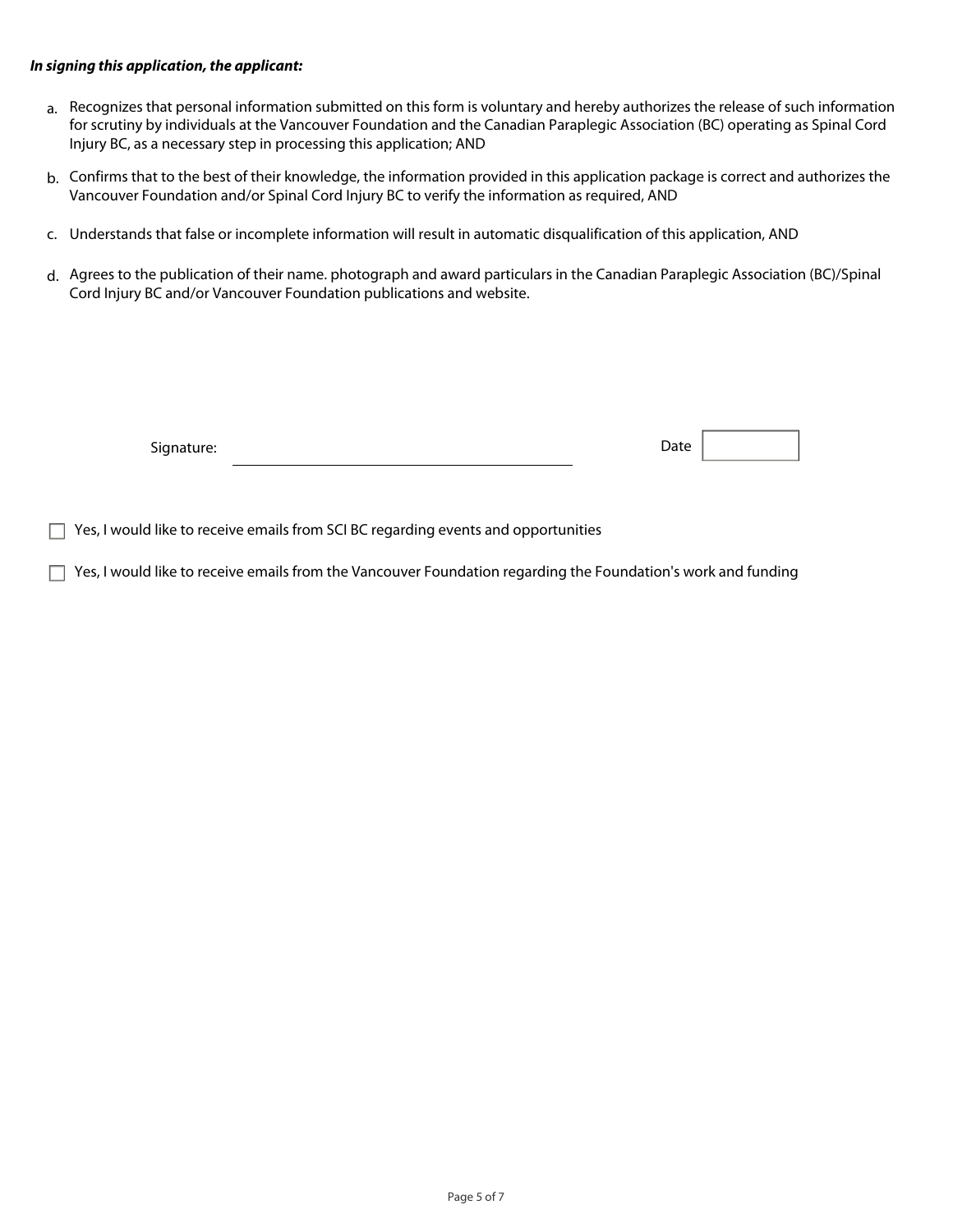***In signing this application, the applicant:***

a. Recognizes that personal information submitted on this form is voluntary and hereby authorizes the release of such information for scrutiny by individuals at the Vancouver Foundation and the Canadian Paraplegic Association (BC) operating as Spinal Cord Injury BC, as a necessary step in processing this application; AND

b. Confirms that to the best of their knowledge, the information provided in this application package is correct and authorizes the Vancouver Foundation and/or Spinal Cord Injury BC to verify the information as required, AND

c. Understands that false or incomplete information will result in automatic disqualification of this application, AND

d. Agrees to the publication of their name. photograph and award particulars in the Canadian Paraplegic Association (BC)/Spinal Cord Injury BC and/or Vancouver Foundation publications and website.

Signature: ______________________________ Date [ ]

☐ Yes, I would like to receive emails from SCI BC regarding events and opportunities

☐ Yes, I would like to receive emails from the Vancouver Foundation regarding the Foundation's work and funding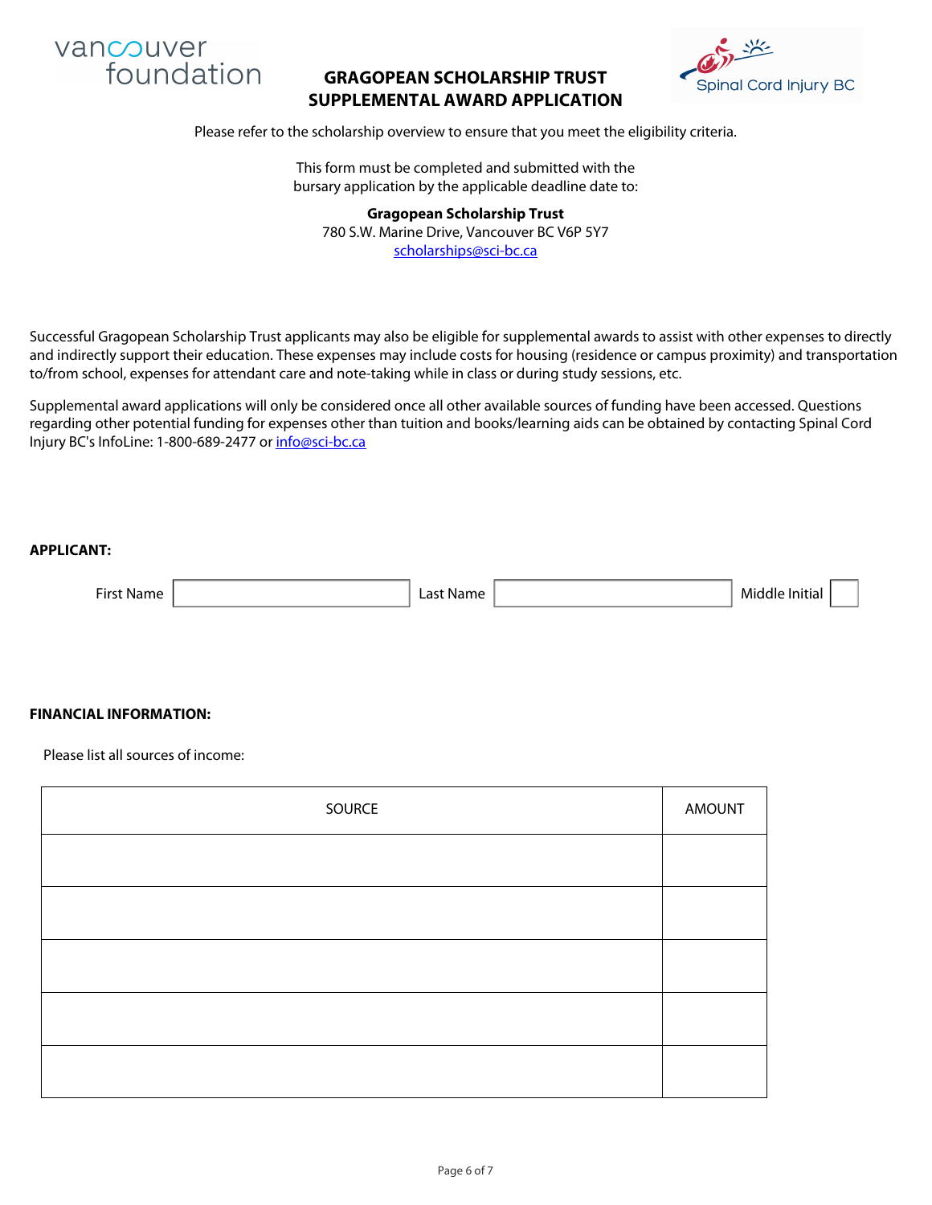# GRAGOPEAN SCHOLARSHIP TRUST SUPPLEMENTAL AWARD APPLICATION

Please refer to the scholarship overview to ensure that you meet the eligibility criteria.

This form must be completed and submitted with the bursary application by the applicable deadline date to:

**Gragopean Scholarship Trust**
780 S.W. Marine Drive, Vancouver BC V6P 5Y7
scholarships@sci-bc.ca

Successful Gragopean Scholarship Trust applicants may also be eligible for supplemental awards to assist with other expenses to directly and indirectly support their education. These expenses may include costs for housing (residence or campus proximity) and transportation to/from school, expenses for attendant care and note-taking while in class or during study sessions, etc.

Supplemental award applications will only be considered once all other available sources of funding have been accessed. Questions regarding other potential funding for expenses other than tuition and books/learning aids can be obtained by contacting Spinal Cord Injury BC's InfoLine: 1-800-689-2477 or info@sci-bc.ca

**APPLICANT:**

First Name ______ Last Name ______ Middle Initial ___

**FINANCIAL INFORMATION:**

Please list all sources of income:

| SOURCE | AMOUNT |
|---|---|
| | |
| | |
| | |
| | |
| | |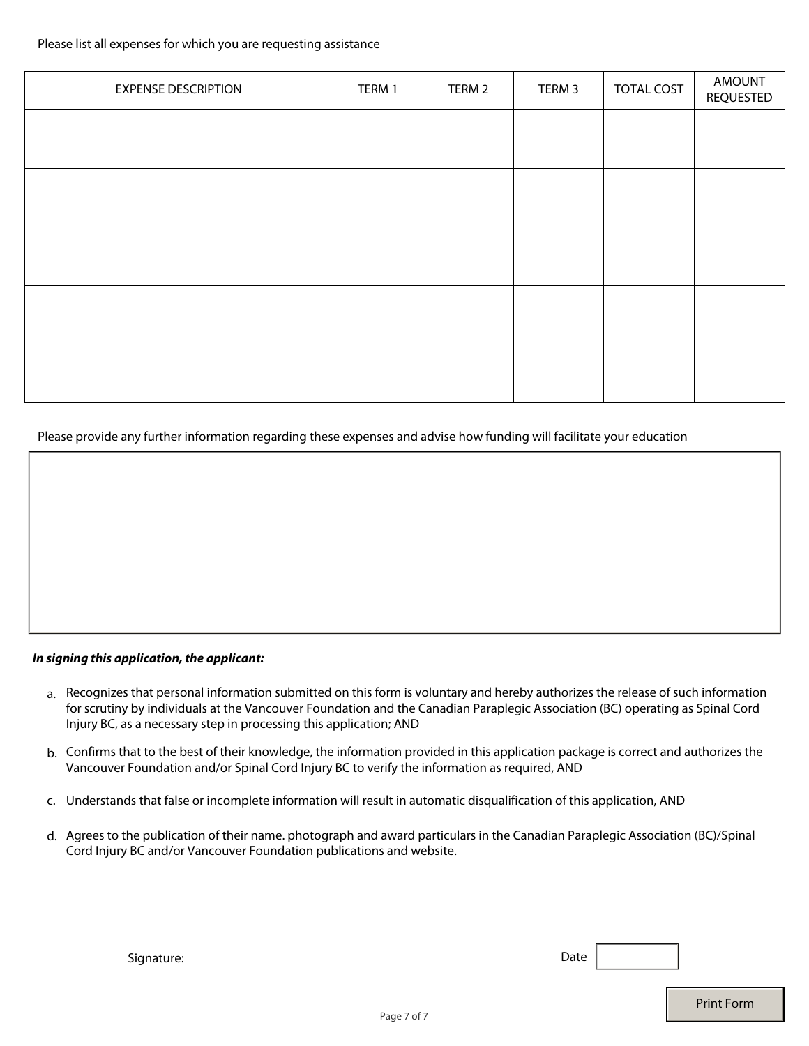Please list all expenses for which you are requesting assistance

| EXPENSE DESCRIPTION | TERM 1 | TERM 2 | TERM 3 | TOTAL COST | AMOUNT REQUESTED |
|---|---|---|---|---|---|
| | | | | | |
| | | | | | |
| | | | | | |
| | | | | | |
| | | | | | |

Please provide any further information regarding these expenses and advise how funding will facilitate your education

***In signing this application, the applicant:***

a. Recognizes that personal information submitted on this form is voluntary and hereby authorizes the release of such information for scrutiny by individuals at the Vancouver Foundation and the Canadian Paraplegic Association (BC) operating as Spinal Cord Injury BC, as a necessary step in processing this application; AND

b. Confirms that to the best of their knowledge, the information provided in this application package is correct and authorizes the Vancouver Foundation and/or Spinal Cord Injury BC to verify the information as required, AND

c. Understands that false or incomplete information will result in automatic disqualification of this application, AND

d. Agrees to the publication of their name. photograph and award particulars in the Canadian Paraplegic Association (BC)/Spinal Cord Injury BC and/or Vancouver Foundation publications and website.

Signature: ______________________________ Date

Print Form